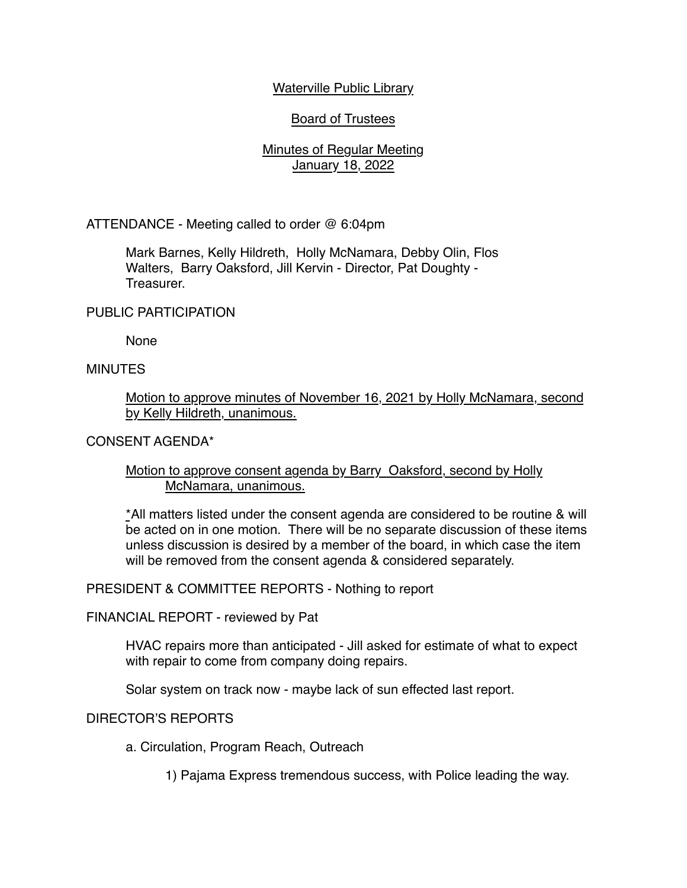Waterville Public Library

Board of Trustees

Minutes of Regular Meeting
January 18, 2022

ATTENDANCE - Meeting called to order @ 6:04pm

Mark Barnes, Kelly Hildreth, Holly McNamara, Debby Olin, Flos Walters, Barry Oaksford, Jill Kervin - Director, Pat Doughty - Treasurer.

PUBLIC PARTICIPATION

None

MINUTES

Motion to approve minutes of November 16, 2021 by Holly McNamara, second by Kelly Hildreth, unanimous.

CONSENT AGENDA*

Motion to approve consent agenda by Barry Oaksford, second by Holly McNamara, unanimous.

*All matters listed under the consent agenda are considered to be routine & will be acted on in one motion. There will be no separate discussion of these items unless discussion is desired by a member of the board, in which case the item will be removed from the consent agenda & considered separately.

PRESIDENT & COMMITTEE REPORTS - Nothing to report

FINANCIAL REPORT - reviewed by Pat

HVAC repairs more than anticipated - Jill asked for estimate of what to expect with repair to come from company doing repairs.

Solar system on track now - maybe lack of sun effected last report.

DIRECTOR'S REPORTS

a. Circulation, Program Reach, Outreach

1) Pajama Express tremendous success, with Police leading the way.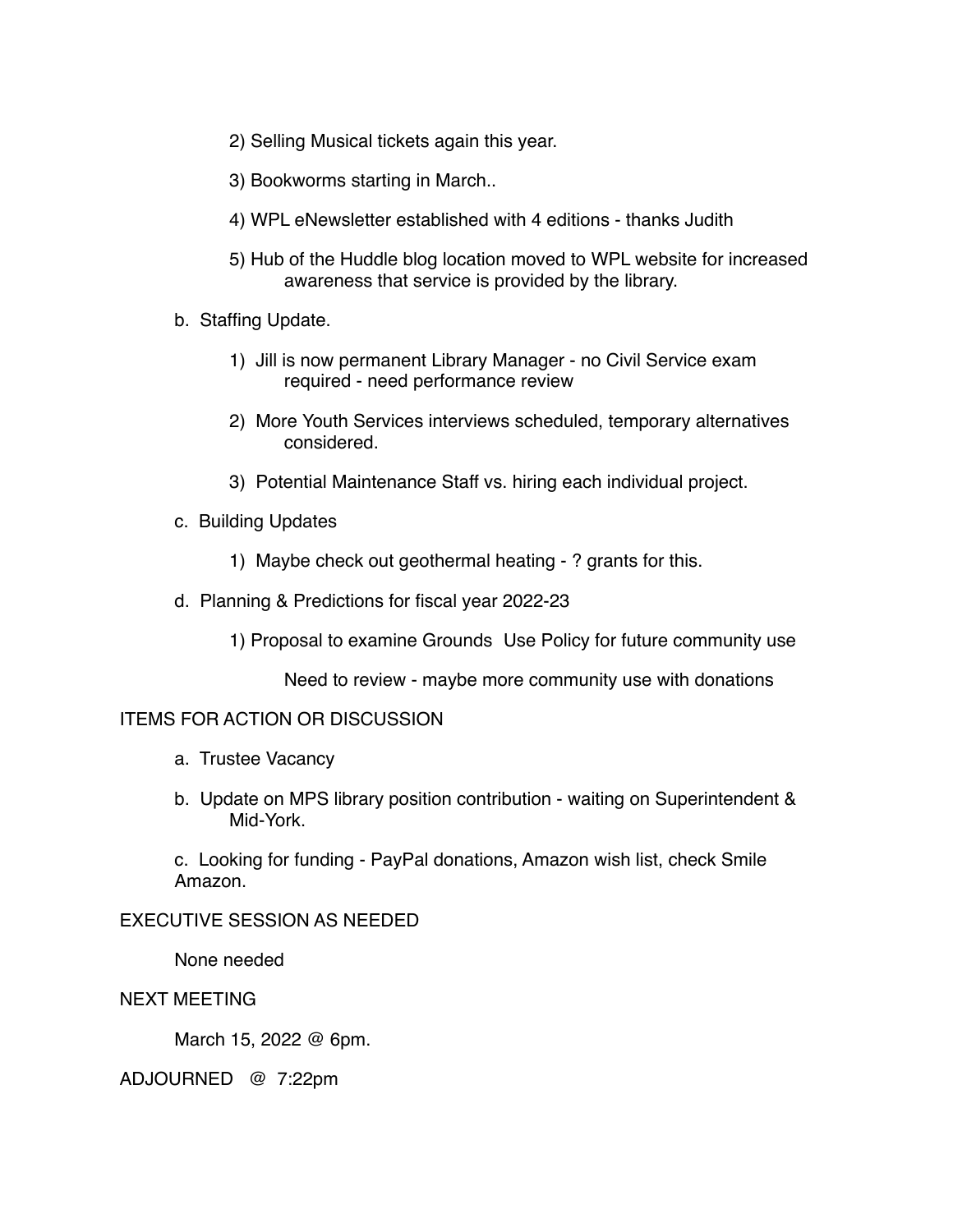2) Selling Musical tickets again this year.

3) Bookworms starting in March..

4) WPL eNewsletter established with 4 editions - thanks Judith

5) Hub of the Huddle blog location moved to WPL website for increased awareness that service is provided by the library.

b. Staffing Update.

1) Jill is now permanent Library Manager - no Civil Service exam required - need performance review

2) More Youth Services interviews scheduled, temporary alternatives considered.

3) Potential Maintenance Staff vs. hiring each individual project.

c. Building Updates

1) Maybe check out geothermal heating - ? grants for this.

d. Planning & Predictions for fiscal year 2022-23

1) Proposal to examine Grounds Use Policy for future community use

Need to review - maybe more community use with donations

ITEMS FOR ACTION OR DISCUSSION

a. Trustee Vacancy

b. Update on MPS library position contribution - waiting on Superintendent & Mid-York.

c. Looking for funding - PayPal donations, Amazon wish list, check Smile Amazon.

EXECUTIVE SESSION AS NEEDED

None needed

NEXT MEETING

March 15, 2022 @ 6pm.

ADJOURNED @ 7:22pm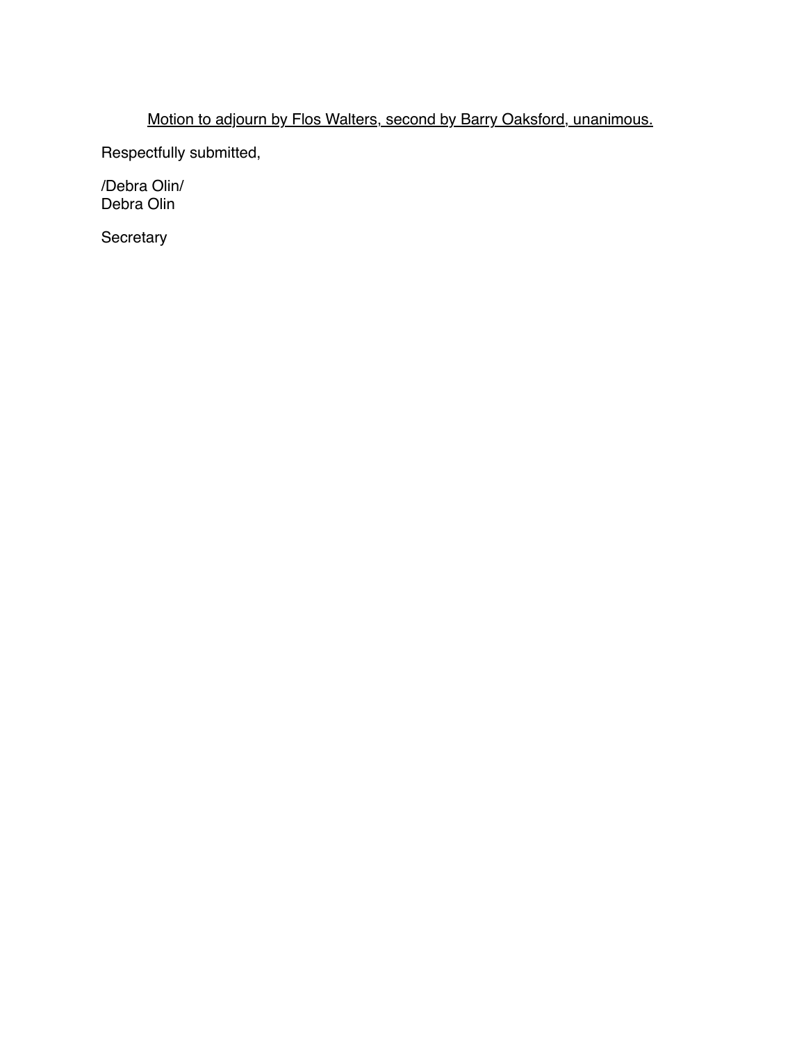<u>Motion to adjourn by Flos Walters, second by Barry Oaksford, unanimous.</u>

Respectfully submitted,

/Debra Olin/
Debra Olin

Secretary